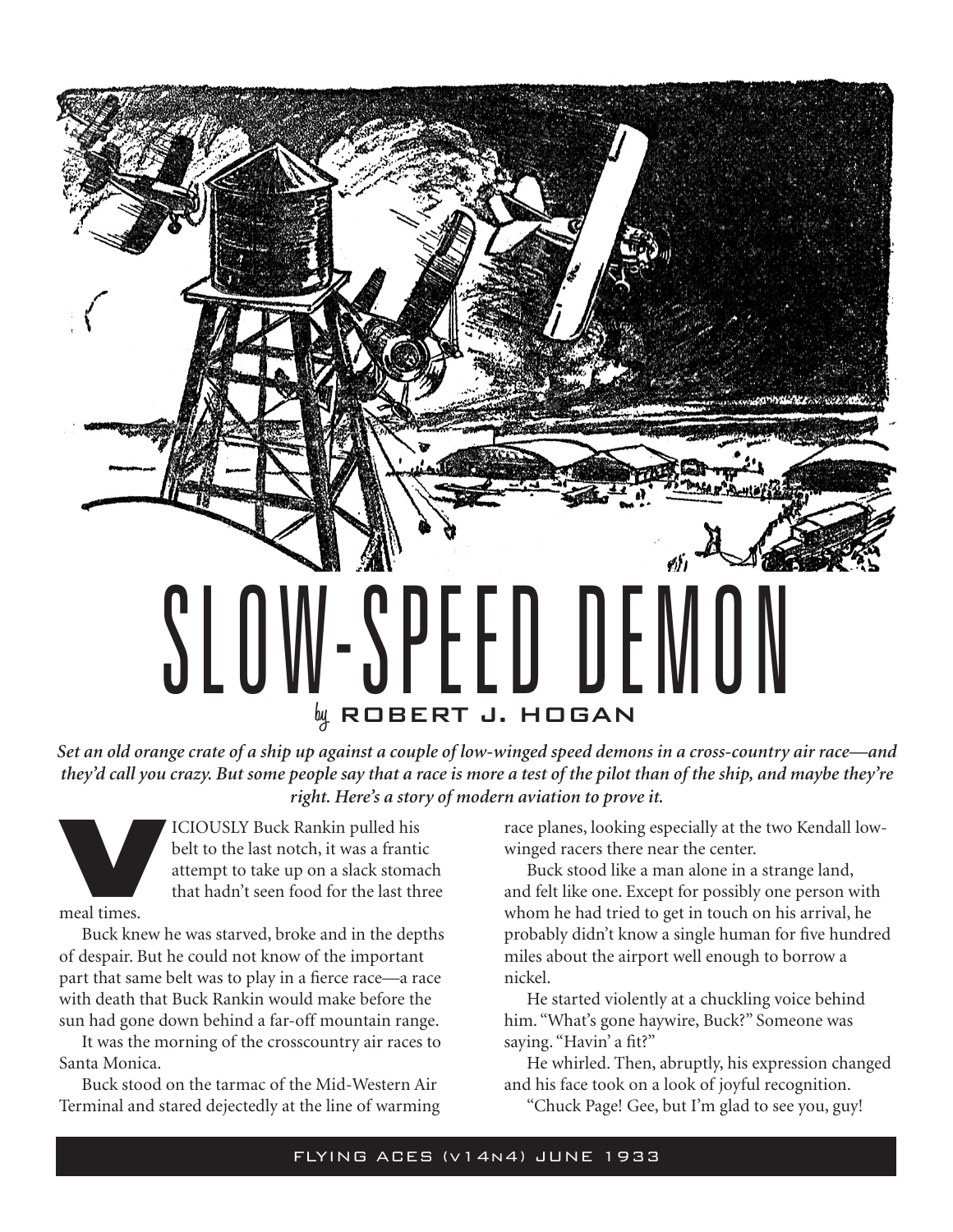# SLOW-SPEED DEMON

by ROBERT J. HOGAN

***Set an old orange crate of a ship up against a couple of low-winged speed demons in a cross-country air race—and they'd call you crazy. But some people say that a race is more a test of the pilot than of the ship, and maybe they're right. Here's a story of modern aviation to prove it.***

VICIOUSLY Buck Rankin pulled his belt to the last notch, it was a frantic attempt to take up on a slack stomach that hadn't seen food for the last three meal times.

Buck knew he was starved, broke and in the depths of despair. But he could not know of the important part that same belt was to play in a fierce race—a race with death that Buck Rankin would make before the sun had gone down behind a far-off mountain range.

It was the morning of the crosscountry air races to Santa Monica.

Buck stood on the tarmac of the Mid-Western Air Terminal and stared dejectedly at the line of warming race planes, looking especially at the two Kendall low-winged racers there near the center.

Buck stood like a man alone in a strange land, and felt like one. Except for possibly one person with whom he had tried to get in touch on his arrival, he probably didn't know a single human for five hundred miles about the airport well enough to borrow a nickel.

He started violently at a chuckling voice behind him. "What's gone haywire, Buck?" Someone was saying. "Havin' a fit?"

He whirled. Then, abruptly, his expression changed and his face took on a look of joyful recognition.

"Chuck Page! Gee, but I'm glad to see you, guy!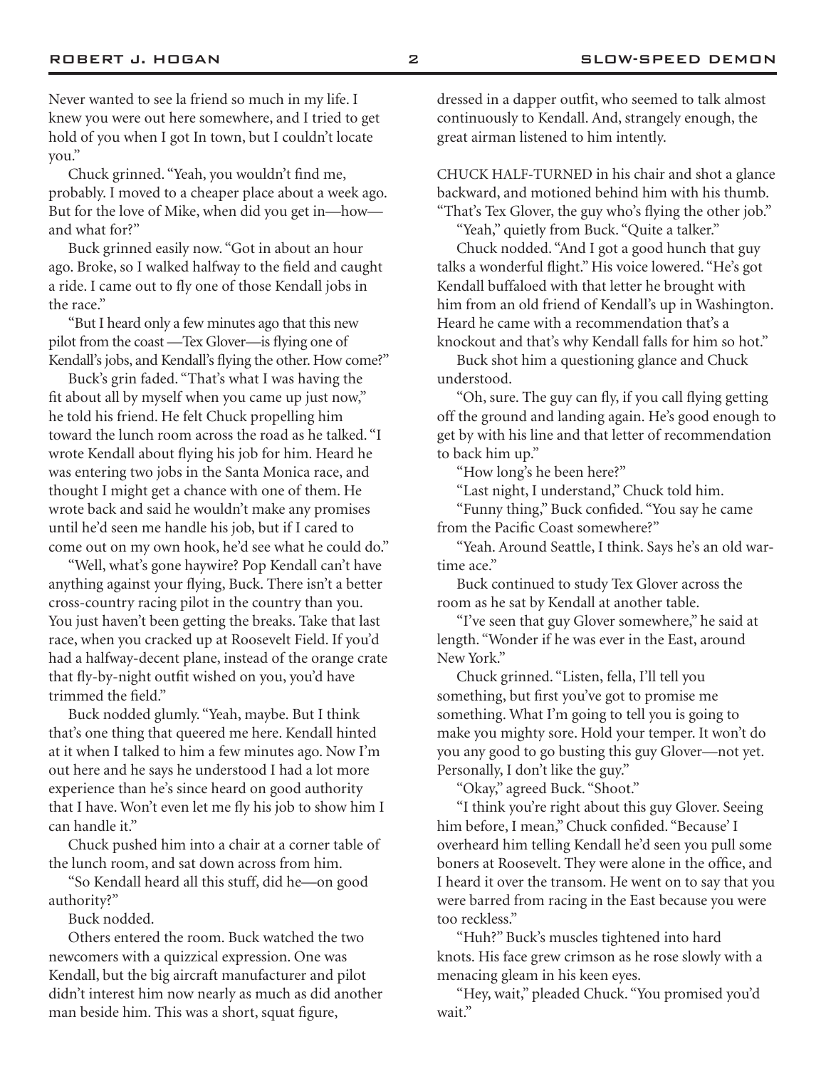Never wanted to see la friend so much in my life. I knew you were out here somewhere, and I tried to get hold of you when I got In town, but I couldn't locate you."

Chuck grinned. "Yeah, you wouldn't find me, probably. I moved to a cheaper place about a week ago. But for the love of Mike, when did you get in—how—and what for?"

Buck grinned easily now. "Got in about an hour ago. Broke, so I walked halfway to the field and caught a ride. I came out to fly one of those Kendall jobs in the race."

"But I heard only a few minutes ago that this new pilot from the coast —Tex Glover—is flying one of Kendall's jobs, and Kendall's flying the other. How come?"

Buck's grin faded. "That's what I was having the fit about all by myself when you came up just now," he told his friend. He felt Chuck propelling him toward the lunch room across the road as he talked. "I wrote Kendall about flying his job for him. Heard he was entering two jobs in the Santa Monica race, and thought I might get a chance with one of them. He wrote back and said he wouldn't make any promises until he'd seen me handle his job, but if I cared to come out on my own hook, he'd see what he could do."

"Well, what's gone haywire? Pop Kendall can't have anything against your flying, Buck. There isn't a better cross-country racing pilot in the country than you. You just haven't been getting the breaks. Take that last race, when you cracked up at Roosevelt Field. If you'd had a halfway-decent plane, instead of the orange crate that fly-by-night outfit wished on you, you'd have trimmed the field."

Buck nodded glumly. "Yeah, maybe. But I think that's one thing that queered me here. Kendall hinted at it when I talked to him a few minutes ago. Now I'm out here and he says he understood I had a lot more experience than he's since heard on good authority that I have. Won't even let me fly his job to show him I can handle it."

Chuck pushed him into a chair at a corner table of the lunch room, and sat down across from him.

"So Kendall heard all this stuff, did he—on good authority?"

Buck nodded.

Others entered the room. Buck watched the two newcomers with a quizzical expression. One was Kendall, but the big aircraft manufacturer and pilot didn't interest him now nearly as much as did another man beside him. This was a short, squat figure, dressed in a dapper outfit, who seemed to talk almost continuously to Kendall. And, strangely enough, the great airman listened to him intently.

CHUCK HALF-TURNED in his chair and shot a glance backward, and motioned behind him with his thumb. "That's Tex Glover, the guy who's flying the other job."

"Yeah," quietly from Buck. "Quite a talker."

Chuck nodded. "And I got a good hunch that guy talks a wonderful flight." His voice lowered. "He's got Kendall buffaloed with that letter he brought with him from an old friend of Kendall's up in Washington. Heard he came with a recommendation that's a knockout and that's why Kendall falls for him so hot."

Buck shot him a questioning glance and Chuck understood.

"Oh, sure. The guy can fly, if you call flying getting off the ground and landing again. He's good enough to get by with his line and that letter of recommendation to back him up."

"How long's he been here?"

"Last night, I understand," Chuck told him.

"Funny thing," Buck confided. "You say he came from the Pacific Coast somewhere?"

"Yeah. Around Seattle, I think. Says he's an old wartime ace."

Buck continued to study Tex Glover across the room as he sat by Kendall at another table.

"I've seen that guy Glover somewhere," he said at length. "Wonder if he was ever in the East, around New York."

Chuck grinned. "Listen, fella, I'll tell you something, but first you've got to promise me something. What I'm going to tell you is going to make you mighty sore. Hold your temper. It won't do you any good to go busting this guy Glover—not yet. Personally, I don't like the guy."

"Okay," agreed Buck. "Shoot."

"I think you're right about this guy Glover. Seeing him before, I mean," Chuck confided. "Because' I overheard him telling Kendall he'd seen you pull some boners at Roosevelt. They were alone in the office, and I heard it over the transom. He went on to say that you were barred from racing in the East because you were too reckless."

"Huh?" Buck's muscles tightened into hard knots. His face grew crimson as he rose slowly with a menacing gleam in his keen eyes.

"Hey, wait," pleaded Chuck. "You promised you'd wait."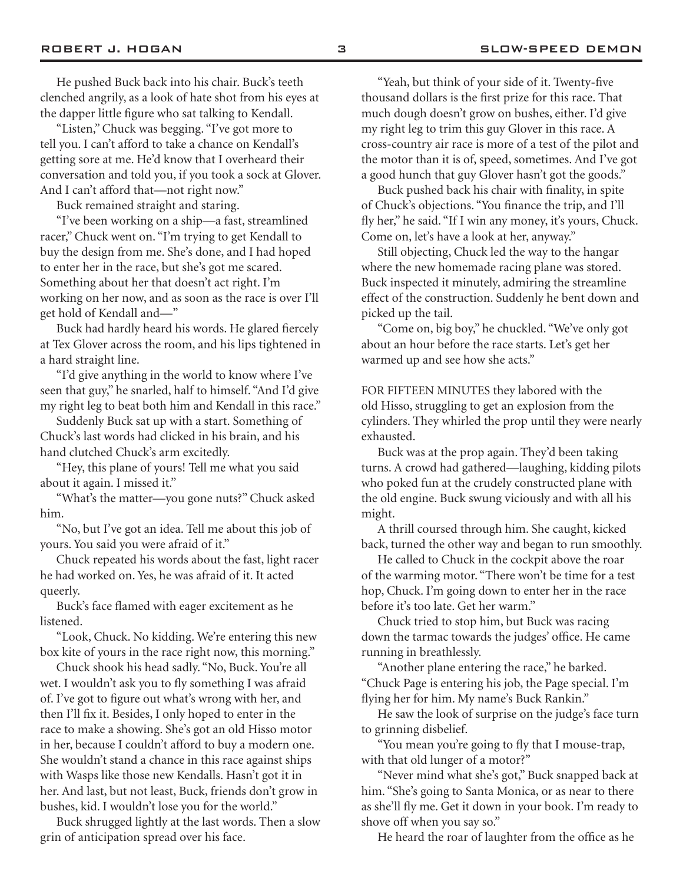He pushed Buck back into his chair. Buck's teeth clenched angrily, as a look of hate shot from his eyes at the dapper little figure who sat talking to Kendall.

"Listen," Chuck was begging. "I've got more to tell you. I can't afford to take a chance on Kendall's getting sore at me. He'd know that I overheard their conversation and told you, if you took a sock at Glover. And I can't afford that—not right now."

Buck remained straight and staring.

"I've been working on a ship—a fast, streamlined racer," Chuck went on. "I'm trying to get Kendall to buy the design from me. She's done, and I had hoped to enter her in the race, but she's got me scared. Something about her that doesn't act right. I'm working on her now, and as soon as the race is over I'll get hold of Kendall and—"

Buck had hardly heard his words. He glared fiercely at Tex Glover across the room, and his lips tightened in a hard straight line.

"I'd give anything in the world to know where I've seen that guy," he snarled, half to himself. "And I'd give my right leg to beat both him and Kendall in this race."

Suddenly Buck sat up with a start. Something of Chuck's last words had clicked in his brain, and his hand clutched Chuck's arm excitedly.

"Hey, this plane of yours! Tell me what you said about it again. I missed it."

"What's the matter—you gone nuts?" Chuck asked him.

"No, but I've got an idea. Tell me about this job of yours. You said you were afraid of it."

Chuck repeated his words about the fast, light racer he had worked on. Yes, he was afraid of it. It acted queerly.

Buck's face flamed with eager excitement as he listened.

"Look, Chuck. No kidding. We're entering this new box kite of yours in the race right now, this morning."

Chuck shook his head sadly. "No, Buck. You're all wet. I wouldn't ask you to fly something I was afraid of. I've got to figure out what's wrong with her, and then I'll fix it. Besides, I only hoped to enter in the race to make a showing. She's got an old Hisso motor in her, because I couldn't afford to buy a modern one. She wouldn't stand a chance in this race against ships with Wasps like those new Kendalls. Hasn't got it in her. And last, but not least, Buck, friends don't grow in bushes, kid. I wouldn't lose you for the world."

Buck shrugged lightly at the last words. Then a slow grin of anticipation spread over his face.

"Yeah, but think of your side of it. Twenty-five thousand dollars is the first prize for this race. That much dough doesn't grow on bushes, either. I'd give my right leg to trim this guy Glover in this race. A cross-country air race is more of a test of the pilot and the motor than it is of, speed, sometimes. And I've got a good hunch that guy Glover hasn't got the goods."

Buck pushed back his chair with finality, in spite of Chuck's objections. "You finance the trip, and I'll fly her," he said. "If I win any money, it's yours, Chuck. Come on, let's have a look at her, anyway."

Still objecting, Chuck led the way to the hangar where the new homemade racing plane was stored. Buck inspected it minutely, admiring the streamline effect of the construction. Suddenly he bent down and picked up the tail.

"Come on, big boy," he chuckled. "We've only got about an hour before the race starts. Let's get her warmed up and see how she acts."

FOR FIFTEEN MINUTES they labored with the old Hisso, struggling to get an explosion from the cylinders. They whirled the prop until they were nearly exhausted.

Buck was at the prop again. They'd been taking turns. A crowd had gathered—laughing, kidding pilots who poked fun at the crudely constructed plane with the old engine. Buck swung viciously and with all his might.

A thrill coursed through him. She caught, kicked back, turned the other way and began to run smoothly.

He called to Chuck in the cockpit above the roar of the warming motor. "There won't be time for a test hop, Chuck. I'm going down to enter her in the race before it's too late. Get her warm."

Chuck tried to stop him, but Buck was racing down the tarmac towards the judges' office. He came running in breathlessly.

"Another plane entering the race," he barked. "Chuck Page is entering his job, the Page special. I'm flying her for him. My name's Buck Rankin."

He saw the look of surprise on the judge's face turn to grinning disbelief.

"You mean you're going to fly that I mouse-trap, with that old lunger of a motor?"

"Never mind what she's got," Buck snapped back at him. "She's going to Santa Monica, or as near to there as she'll fly me. Get it down in your book. I'm ready to shove off when you say so."

He heard the roar of laughter from the office as he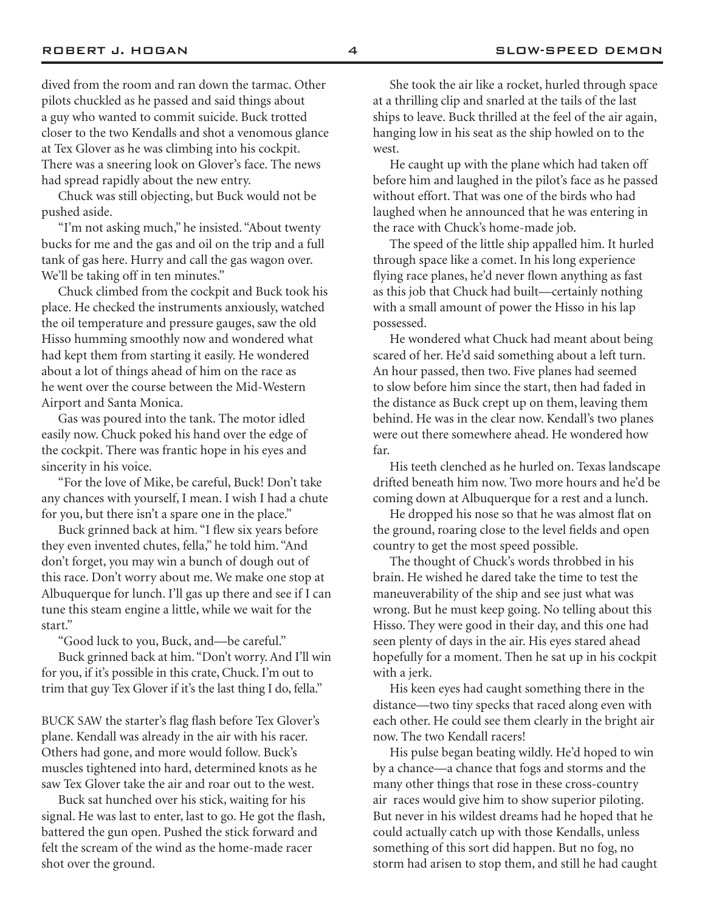dived from the room and ran down the tarmac. Other pilots chuckled as he passed and said things about a guy who wanted to commit suicide. Buck trotted closer to the two Kendalls and shot a venomous glance at Tex Glover as he was climbing into his cockpit. There was a sneering look on Glover's face. The news had spread rapidly about the new entry.

Chuck was still objecting, but Buck would not be pushed aside.

"I'm not asking much," he insisted. "About twenty bucks for me and the gas and oil on the trip and a full tank of gas here. Hurry and call the gas wagon over. We'll be taking off in ten minutes."

Chuck climbed from the cockpit and Buck took his place. He checked the instruments anxiously, watched the oil temperature and pressure gauges, saw the old Hisso humming smoothly now and wondered what had kept them from starting it easily. He wondered about a lot of things ahead of him on the race as he went over the course between the Mid-Western Airport and Santa Monica.

Gas was poured into the tank. The motor idled easily now. Chuck poked his hand over the edge of the cockpit. There was frantic hope in his eyes and sincerity in his voice.

"For the love of Mike, be careful, Buck! Don't take any chances with yourself, I mean. I wish I had a chute for you, but there isn't a spare one in the place."

Buck grinned back at him. "I flew six years before they even invented chutes, fella," he told him. "And don't forget, you may win a bunch of dough out of this race. Don't worry about me. We make one stop at Albuquerque for lunch. I'll gas up there and see if I can tune this steam engine a little, while we wait for the start."

"Good luck to you, Buck, and—be careful."

Buck grinned back at him. "Don't worry. And I'll win for you, if it's possible in this crate, Chuck. I'm out to trim that guy Tex Glover if it's the last thing I do, fella."

BUCK SAW the starter's flag flash before Tex Glover's plane. Kendall was already in the air with his racer. Others had gone, and more would follow. Buck's muscles tightened into hard, determined knots as he saw Tex Glover take the air and roar out to the west.

Buck sat hunched over his stick, waiting for his signal. He was last to enter, last to go. He got the flash, battered the gun open. Pushed the stick forward and felt the scream of the wind as the home-made racer shot over the ground.

She took the air like a rocket, hurled through space at a thrilling clip and snarled at the tails of the last ships to leave. Buck thrilled at the feel of the air again, hanging low in his seat as the ship howled on to the west.

He caught up with the plane which had taken off before him and laughed in the pilot's face as he passed without effort. That was one of the birds who had laughed when he announced that he was entering in the race with Chuck's home-made job.

The speed of the little ship appalled him. It hurled through space like a comet. In his long experience flying race planes, he'd never flown anything as fast as this job that Chuck had built—certainly nothing with a small amount of power the Hisso in his lap possessed.

He wondered what Chuck had meant about being scared of her. He'd said something about a left turn. An hour passed, then two. Five planes had seemed to slow before him since the start, then had faded in the distance as Buck crept up on them, leaving them behind. He was in the clear now. Kendall's two planes were out there somewhere ahead. He wondered how far.

His teeth clenched as he hurled on. Texas landscape drifted beneath him now. Two more hours and he'd be coming down at Albuquerque for a rest and a lunch.

He dropped his nose so that he was almost flat on the ground, roaring close to the level fields and open country to get the most speed possible.

The thought of Chuck's words throbbed in his brain. He wished he dared take the time to test the maneuverability of the ship and see just what was wrong. But he must keep going. No telling about this Hisso. They were good in their day, and this one had seen plenty of days in the air. His eyes stared ahead hopefully for a moment. Then he sat up in his cockpit with a jerk.

His keen eyes had caught something there in the distance—two tiny specks that raced along even with each other. He could see them clearly in the bright air now. The two Kendall racers!

His pulse began beating wildly. He'd hoped to win by a chance—a chance that fogs and storms and the many other things that rose in these cross-country air races would give him to show superior piloting. But never in his wildest dreams had he hoped that he could actually catch up with those Kendalls, unless something of this sort did happen. But no fog, no storm had arisen to stop them, and still he had caught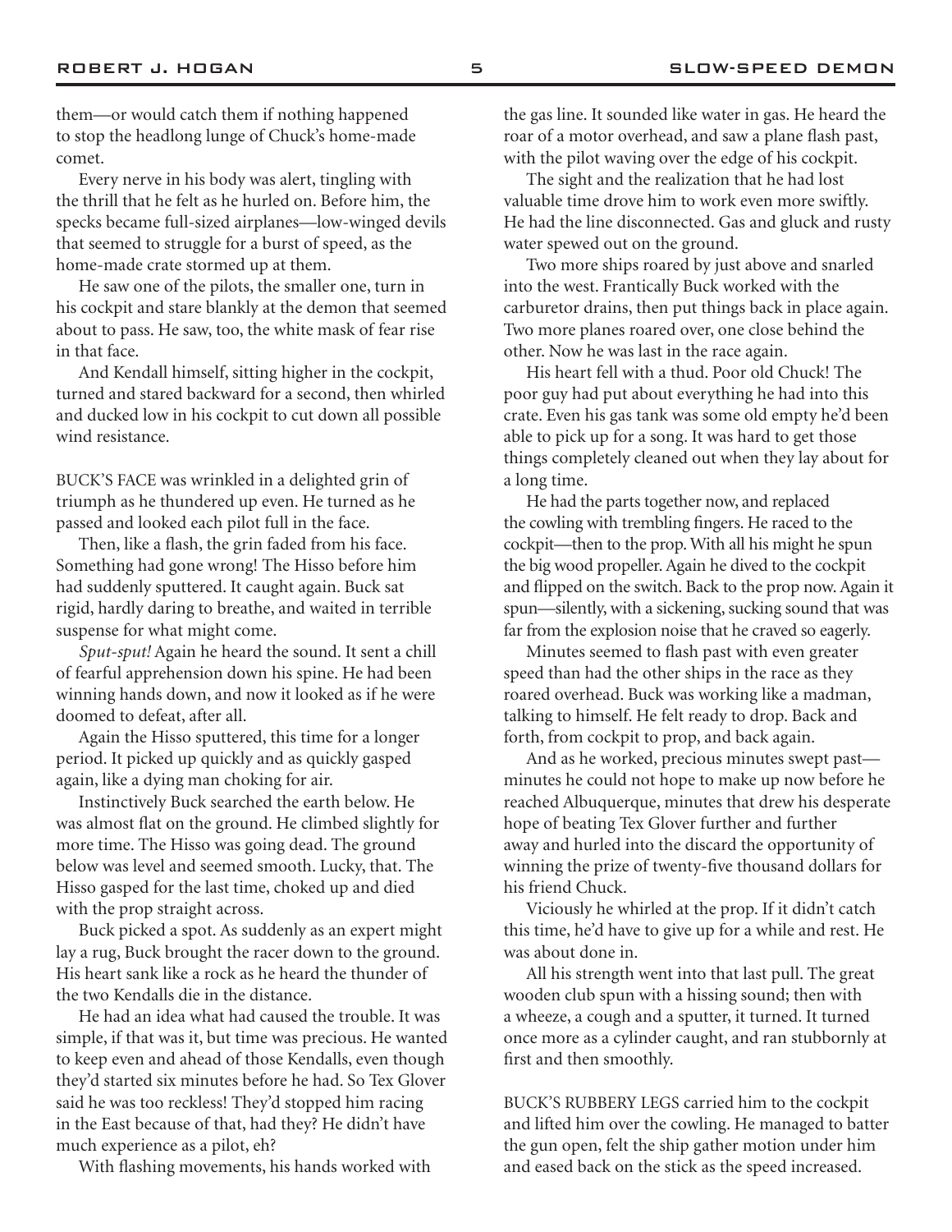them—or would catch them if nothing happened to stop the headlong lunge of Chuck's home-made comet.

Every nerve in his body was alert, tingling with the thrill that he felt as he hurled on. Before him, the specks became full-sized airplanes—low-winged devils that seemed to struggle for a burst of speed, as the home-made crate stormed up at them.

He saw one of the pilots, the smaller one, turn in his cockpit and stare blankly at the demon that seemed about to pass. He saw, too, the white mask of fear rise in that face.

And Kendall himself, sitting higher in the cockpit, turned and stared backward for a second, then whirled and ducked low in his cockpit to cut down all possible wind resistance.

BUCK'S FACE was wrinkled in a delighted grin of triumph as he thundered up even. He turned as he passed and looked each pilot full in the face.

Then, like a flash, the grin faded from his face. Something had gone wrong! The Hisso before him had suddenly sputtered. It caught again. Buck sat rigid, hardly daring to breathe, and waited in terrible suspense for what might come.

*Sput-sput!* Again he heard the sound. It sent a chill of fearful apprehension down his spine. He had been winning hands down, and now it looked as if he were doomed to defeat, after all.

Again the Hisso sputtered, this time for a longer period. It picked up quickly and as quickly gasped again, like a dying man choking for air.

Instinctively Buck searched the earth below. He was almost flat on the ground. He climbed slightly for more time. The Hisso was going dead. The ground below was level and seemed smooth. Lucky, that. The Hisso gasped for the last time, choked up and died with the prop straight across.

Buck picked a spot. As suddenly as an expert might lay a rug, Buck brought the racer down to the ground. His heart sank like a rock as he heard the thunder of the two Kendalls die in the distance.

He had an idea what had caused the trouble. It was simple, if that was it, but time was precious. He wanted to keep even and ahead of those Kendalls, even though they'd started six minutes before he had. So Tex Glover said he was too reckless! They'd stopped him racing in the East because of that, had they? He didn't have much experience as a pilot, eh?

With flashing movements, his hands worked with the gas line. It sounded like water in gas. He heard the roar of a motor overhead, and saw a plane flash past, with the pilot waving over the edge of his cockpit.

The sight and the realization that he had lost valuable time drove him to work even more swiftly. He had the line disconnected. Gas and gluck and rusty water spewed out on the ground.

Two more ships roared by just above and snarled into the west. Frantically Buck worked with the carburetor drains, then put things back in place again. Two more planes roared over, one close behind the other. Now he was last in the race again.

His heart fell with a thud. Poor old Chuck! The poor guy had put about everything he had into this crate. Even his gas tank was some old empty he'd been able to pick up for a song. It was hard to get those things completely cleaned out when they lay about for a long time.

He had the parts together now, and replaced the cowling with trembling fingers. He raced to the cockpit—then to the prop. With all his might he spun the big wood propeller. Again he dived to the cockpit and flipped on the switch. Back to the prop now. Again it spun—silently, with a sickening, sucking sound that was far from the explosion noise that he craved so eagerly.

Minutes seemed to flash past with even greater speed than had the other ships in the race as they roared overhead. Buck was working like a madman, talking to himself. He felt ready to drop. Back and forth, from cockpit to prop, and back again.

And as he worked, precious minutes swept past—minutes he could not hope to make up now before he reached Albuquerque, minutes that drew his desperate hope of beating Tex Glover further and further away and hurled into the discard the opportunity of winning the prize of twenty-five thousand dollars for his friend Chuck.

Viciously he whirled at the prop. If it didn't catch this time, he'd have to give up for a while and rest. He was about done in.

All his strength went into that last pull. The great wooden club spun with a hissing sound; then with a wheeze, a cough and a sputter, it turned. It turned once more as a cylinder caught, and ran stubbornly at first and then smoothly.

BUCK'S RUBBERY LEGS carried him to the cockpit and lifted him over the cowling. He managed to batter the gun open, felt the ship gather motion under him and eased back on the stick as the speed increased.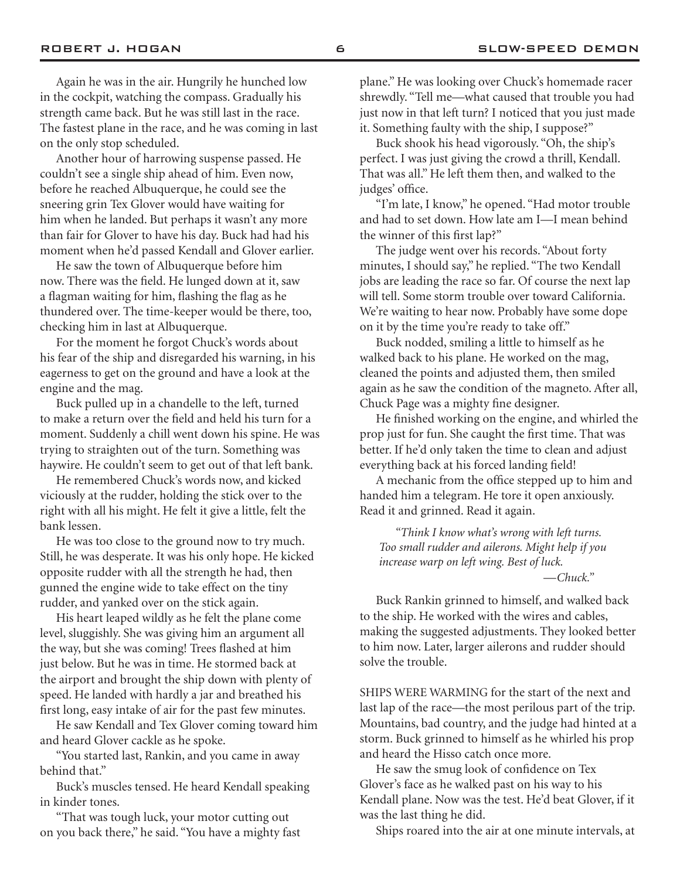Again he was in the air. Hungrily he hunched low in the cockpit, watching the compass. Gradually his strength came back. But he was still last in the race. The fastest plane in the race, and he was coming in last on the only stop scheduled.

Another hour of harrowing suspense passed. He couldn't see a single ship ahead of him. Even now, before he reached Albuquerque, he could see the sneering grin Tex Glover would have waiting for him when he landed. But perhaps it wasn't any more than fair for Glover to have his day. Buck had had his moment when he'd passed Kendall and Glover earlier.

He saw the town of Albuquerque before him now. There was the field. He lunged down at it, saw a flagman waiting for him, flashing the flag as he thundered over. The time-keeper would be there, too, checking him in last at Albuquerque.

For the moment he forgot Chuck's words about his fear of the ship and disregarded his warning, in his eagerness to get on the ground and have a look at the engine and the mag.

Buck pulled up in a chandelle to the left, turned to make a return over the field and held his turn for a moment. Suddenly a chill went down his spine. He was trying to straighten out of the turn. Something was haywire. He couldn't seem to get out of that left bank.

He remembered Chuck's words now, and kicked viciously at the rudder, holding the stick over to the right with all his might. He felt it give a little, felt the bank lessen.

He was too close to the ground now to try much. Still, he was desperate. It was his only hope. He kicked opposite rudder with all the strength he had, then gunned the engine wide to take effect on the tiny rudder, and yanked over on the stick again.

His heart leaped wildly as he felt the plane come level, sluggishly. She was giving him an argument all the way, but she was coming! Trees flashed at him just below. But he was in time. He stormed back at the airport and brought the ship down with plenty of speed. He landed with hardly a jar and breathed his first long, easy intake of air for the past few minutes.

He saw Kendall and Tex Glover coming toward him and heard Glover cackle as he spoke.

"You started last, Rankin, and you came in away behind that."

Buck's muscles tensed. He heard Kendall speaking in kinder tones.

"That was tough luck, your motor cutting out on you back there," he said. "You have a mighty fast plane." He was looking over Chuck's homemade racer shrewdly. "Tell me—what caused that trouble you had just now in that left turn? I noticed that you just made it. Something faulty with the ship, I suppose?"

Buck shook his head vigorously. "Oh, the ship's perfect. I was just giving the crowd a thrill, Kendall. That was all." He left them then, and walked to the judges' office.

"I'm late, I know," he opened. "Had motor trouble and had to set down. How late am I—I mean behind the winner of this first lap?"

The judge went over his records. "About forty minutes, I should say," he replied. "The two Kendall jobs are leading the race so far. Of course the next lap will tell. Some storm trouble over toward California. We're waiting to hear now. Probably have some dope on it by the time you're ready to take off."

Buck nodded, smiling a little to himself as he walked back to his plane. He worked on the mag, cleaned the points and adjusted them, then smiled again as he saw the condition of the magneto. After all, Chuck Page was a mighty fine designer.

He finished working on the engine, and whirled the prop just for fun. She caught the first time. That was better. If he'd only taken the time to clean and adjust everything back at his forced landing field!

A mechanic from the office stepped up to him and handed him a telegram. He tore it open anxiously. Read it and grinned. Read it again.

> "*Think I know what's wrong with left turns. Too small rudder and ailerons. Might help if you increase warp on left wing. Best of luck.*
>
> —*Chuck.*"

Buck Rankin grinned to himself, and walked back to the ship. He worked with the wires and cables, making the suggested adjustments. They looked better to him now. Later, larger ailerons and rudder should solve the trouble.

SHIPS WERE WARMING for the start of the next and last lap of the race—the most perilous part of the trip. Mountains, bad country, and the judge had hinted at a storm. Buck grinned to himself as he whirled his prop and heard the Hisso catch once more.

He saw the smug look of confidence on Tex Glover's face as he walked past on his way to his Kendall plane. Now was the test. He'd beat Glover, if it was the last thing he did.

Ships roared into the air at one minute intervals, at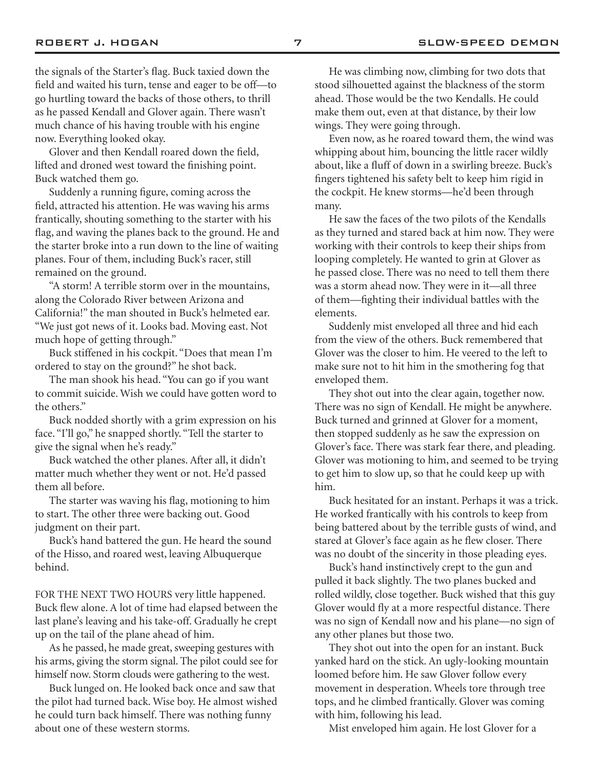the signals of the Starter's flag. Buck taxied down the field and waited his turn, tense and eager to be off—to go hurtling toward the backs of those others, to thrill as he passed Kendall and Glover again. There wasn't much chance of his having trouble with his engine now. Everything looked okay.

Glover and then Kendall roared down the field, lifted and droned west toward the finishing point. Buck watched them go.

Suddenly a running figure, coming across the field, attracted his attention. He was waving his arms frantically, shouting something to the starter with his flag, and waving the planes back to the ground. He and the starter broke into a run down to the line of waiting planes. Four of them, including Buck's racer, still remained on the ground.

"A storm! A terrible storm over in the mountains, along the Colorado River between Arizona and California!" the man shouted in Buck's helmeted ear. "We just got news of it. Looks bad. Moving east. Not much hope of getting through."

Buck stiffened in his cockpit. "Does that mean I'm ordered to stay on the ground?" he shot back.

The man shook his head. "You can go if you want to commit suicide. Wish we could have gotten word to the others."

Buck nodded shortly with a grim expression on his face. "I'll go," he snapped shortly. "Tell the starter to give the signal when he's ready."

Buck watched the other planes. After all, it didn't matter much whether they went or not. He'd passed them all before.

The starter was waving his flag, motioning to him to start. The other three were backing out. Good judgment on their part.

Buck's hand battered the gun. He heard the sound of the Hisso, and roared west, leaving Albuquerque behind.

FOR THE NEXT TWO HOURS very little happened. Buck flew alone. A lot of time had elapsed between the last plane's leaving and his take-off. Gradually he crept up on the tail of the plane ahead of him.

As he passed, he made great, sweeping gestures with his arms, giving the storm signal. The pilot could see for himself now. Storm clouds were gathering to the west.

Buck lunged on. He looked back once and saw that the pilot had turned back. Wise boy. He almost wished he could turn back himself. There was nothing funny about one of these western storms.

He was climbing now, climbing for two dots that stood silhouetted against the blackness of the storm ahead. Those would be the two Kendalls. He could make them out, even at that distance, by their low wings. They were going through.

Even now, as he roared toward them, the wind was whipping about him, bouncing the little racer wildly about, like a fluff of down in a swirling breeze. Buck's fingers tightened his safety belt to keep him rigid in the cockpit. He knew storms—he'd been through many.

He saw the faces of the two pilots of the Kendalls as they turned and stared back at him now. They were working with their controls to keep their ships from looping completely. He wanted to grin at Glover as he passed close. There was no need to tell them there was a storm ahead now. They were in it—all three of them—fighting their individual battles with the elements.

Suddenly mist enveloped all three and hid each from the view of the others. Buck remembered that Glover was the closer to him. He veered to the left to make sure not to hit him in the smothering fog that enveloped them.

They shot out into the clear again, together now. There was no sign of Kendall. He might be anywhere. Buck turned and grinned at Glover for a moment, then stopped suddenly as he saw the expression on Glover's face. There was stark fear there, and pleading. Glover was motioning to him, and seemed to be trying to get him to slow up, so that he could keep up with him.

Buck hesitated for an instant. Perhaps it was a trick. He worked frantically with his controls to keep from being battered about by the terrible gusts of wind, and stared at Glover's face again as he flew closer. There was no doubt of the sincerity in those pleading eyes.

Buck's hand instinctively crept to the gun and pulled it back slightly. The two planes bucked and rolled wildly, close together. Buck wished that this guy Glover would fly at a more respectful distance. There was no sign of Kendall now and his plane—no sign of any other planes but those two.

They shot out into the open for an instant. Buck yanked hard on the stick. An ugly-looking mountain loomed before him. He saw Glover follow every movement in desperation. Wheels tore through tree tops, and he climbed frantically. Glover was coming with him, following his lead.

Mist enveloped him again. He lost Glover for a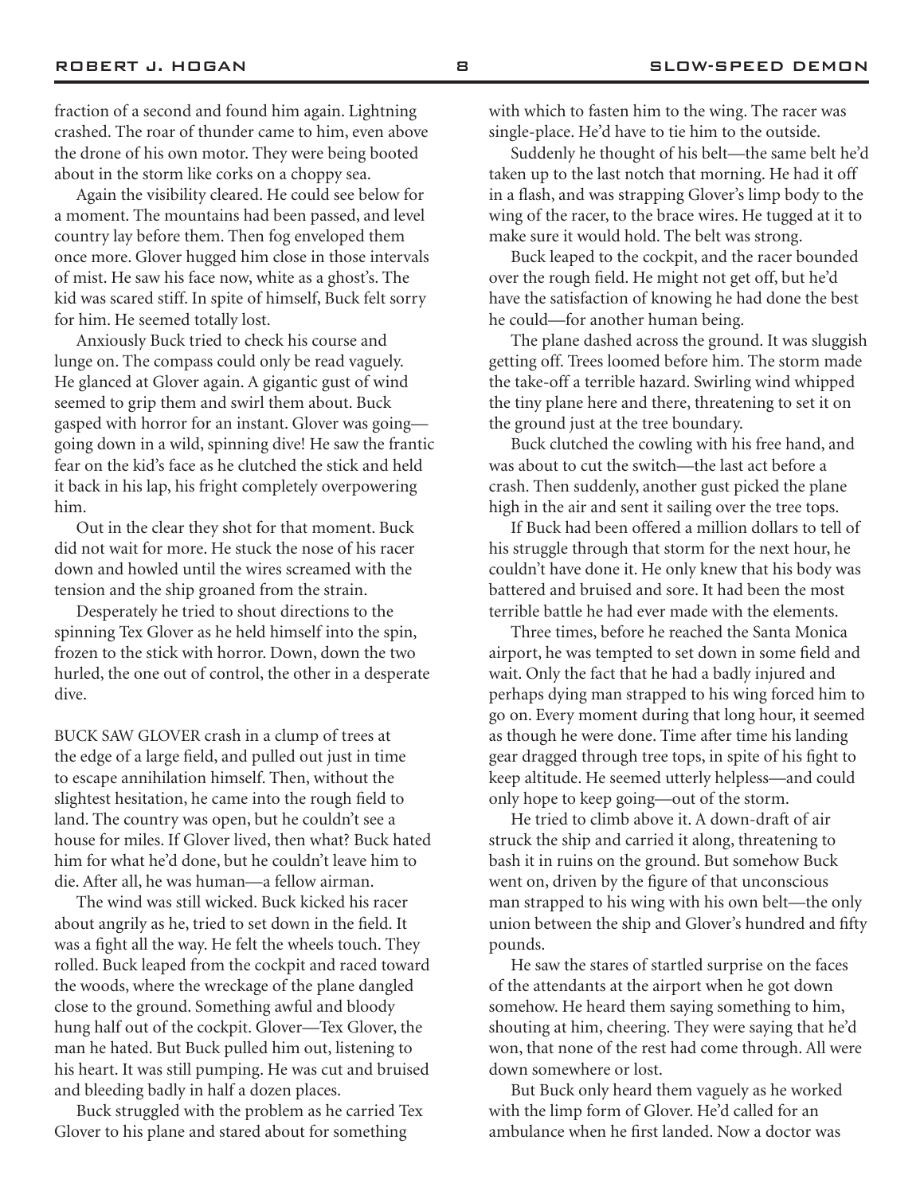fraction of a second and found him again. Lightning crashed. The roar of thunder came to him, even above the drone of his own motor. They were being booted about in the storm like corks on a choppy sea.

Again the visibility cleared. He could see below for a moment. The mountains had been passed, and level country lay before them. Then fog enveloped them once more. Glover hugged him close in those intervals of mist. He saw his face now, white as a ghost's. The kid was scared stiff. In spite of himself, Buck felt sorry for him. He seemed totally lost.

Anxiously Buck tried to check his course and lunge on. The compass could only be read vaguely. He glanced at Glover again. A gigantic gust of wind seemed to grip them and swirl them about. Buck gasped with horror for an instant. Glover was going—going down in a wild, spinning dive! He saw the frantic fear on the kid's face as he clutched the stick and held it back in his lap, his fright completely overpowering him.

Out in the clear they shot for that moment. Buck did not wait for more. He stuck the nose of his racer down and howled until the wires screamed with the tension and the ship groaned from the strain.

Desperately he tried to shout directions to the spinning Tex Glover as he held himself into the spin, frozen to the stick with horror. Down, down the two hurled, the one out of control, the other in a desperate dive.

BUCK SAW GLOVER crash in a clump of trees at the edge of a large field, and pulled out just in time to escape annihilation himself. Then, without the slightest hesitation, he came into the rough field to land. The country was open, but he couldn't see a house for miles. If Glover lived, then what? Buck hated him for what he'd done, but he couldn't leave him to die. After all, he was human—a fellow airman.

The wind was still wicked. Buck kicked his racer about angrily as he, tried to set down in the field. It was a fight all the way. He felt the wheels touch. They rolled. Buck leaped from the cockpit and raced toward the woods, where the wreckage of the plane dangled close to the ground. Something awful and bloody hung half out of the cockpit. Glover—Tex Glover, the man he hated. But Buck pulled him out, listening to his heart. It was still pumping. He was cut and bruised and bleeding badly in half a dozen places.

Buck struggled with the problem as he carried Tex Glover to his plane and stared about for something with which to fasten him to the wing. The racer was single-place. He'd have to tie him to the outside.

Suddenly he thought of his belt—the same belt he'd taken up to the last notch that morning. He had it off in a flash, and was strapping Glover's limp body to the wing of the racer, to the brace wires. He tugged at it to make sure it would hold. The belt was strong.

Buck leaped to the cockpit, and the racer bounded over the rough field. He might not get off, but he'd have the satisfaction of knowing he had done the best he could—for another human being.

The plane dashed across the ground. It was sluggish getting off. Trees loomed before him. The storm made the take-off a terrible hazard. Swirling wind whipped the tiny plane here and there, threatening to set it on the ground just at the tree boundary.

Buck clutched the cowling with his free hand, and was about to cut the switch—the last act before a crash. Then suddenly, another gust picked the plane high in the air and sent it sailing over the tree tops.

If Buck had been offered a million dollars to tell of his struggle through that storm for the next hour, he couldn't have done it. He only knew that his body was battered and bruised and sore. It had been the most terrible battle he had ever made with the elements.

Three times, before he reached the Santa Monica airport, he was tempted to set down in some field and wait. Only the fact that he had a badly injured and perhaps dying man strapped to his wing forced him to go on. Every moment during that long hour, it seemed as though he were done. Time after time his landing gear dragged through tree tops, in spite of his fight to keep altitude. He seemed utterly helpless—and could only hope to keep going—out of the storm.

He tried to climb above it. A down-draft of air struck the ship and carried it along, threatening to bash it in ruins on the ground. But somehow Buck went on, driven by the figure of that unconscious man strapped to his wing with his own belt—the only union between the ship and Glover's hundred and fifty pounds.

He saw the stares of startled surprise on the faces of the attendants at the airport when he got down somehow. He heard them saying something to him, shouting at him, cheering. They were saying that he'd won, that none of the rest had come through. All were down somewhere or lost.

But Buck only heard them vaguely as he worked with the limp form of Glover. He'd called for an ambulance when he first landed. Now a doctor was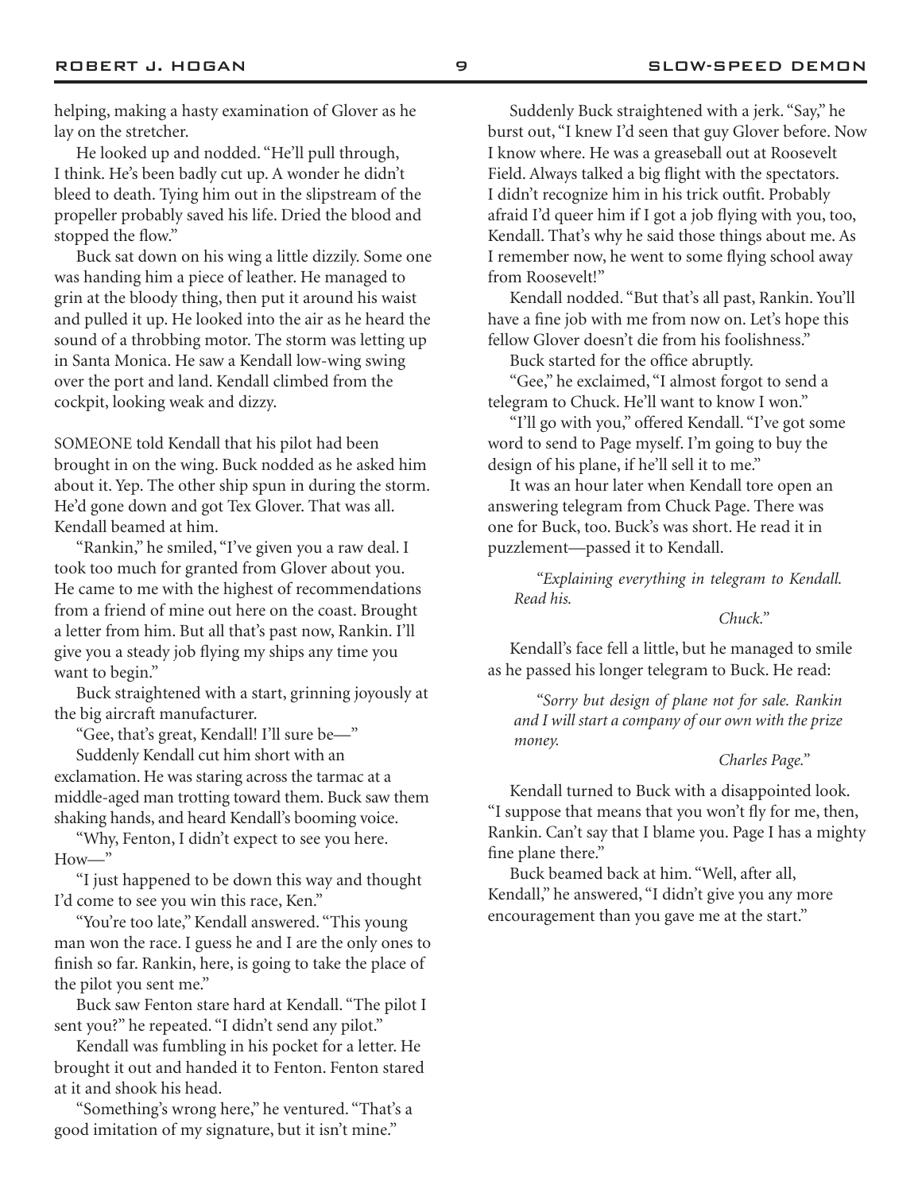helping, making a hasty examination of Glover as he lay on the stretcher.

He looked up and nodded. "He'll pull through, I think. He's been badly cut up. A wonder he didn't bleed to death. Tying him out in the slipstream of the propeller probably saved his life. Dried the blood and stopped the flow."

Buck sat down on his wing a little dizzily. Some one was handing him a piece of leather. He managed to grin at the bloody thing, then put it around his waist and pulled it up. He looked into the air as he heard the sound of a throbbing motor. The storm was letting up in Santa Monica. He saw a Kendall low-wing swing over the port and land. Kendall climbed from the cockpit, looking weak and dizzy.

SOMEONE told Kendall that his pilot had been brought in on the wing. Buck nodded as he asked him about it. Yep. The other ship spun in during the storm. He'd gone down and got Tex Glover. That was all. Kendall beamed at him.

"Rankin," he smiled, "I've given you a raw deal. I took too much for granted from Glover about you. He came to me with the highest of recommendations from a friend of mine out here on the coast. Brought a letter from him. But all that's past now, Rankin. I'll give you a steady job flying my ships any time you want to begin."

Buck straightened with a start, grinning joyously at the big aircraft manufacturer.

"Gee, that's great, Kendall! I'll sure be—"

Suddenly Kendall cut him short with an exclamation. He was staring across the tarmac at a middle-aged man trotting toward them. Buck saw them shaking hands, and heard Kendall's booming voice.

"Why, Fenton, I didn't expect to see you here. How—"

"I just happened to be down this way and thought I'd come to see you win this race, Ken."

"You're too late," Kendall answered. "This young man won the race. I guess he and I are the only ones to finish so far. Rankin, here, is going to take the place of the pilot you sent me."

Buck saw Fenton stare hard at Kendall. "The pilot I sent you?" he repeated. "I didn't send any pilot."

Kendall was fumbling in his pocket for a letter. He brought it out and handed it to Fenton. Fenton stared at it and shook his head.

"Something's wrong here," he ventured. "That's a good imitation of my signature, but it isn't mine."

Suddenly Buck straightened with a jerk. "Say," he burst out, "I knew I'd seen that guy Glover before. Now I know where. He was a greaseball out at Roosevelt Field. Always talked a big flight with the spectators. I didn't recognize him in his trick outfit. Probably afraid I'd queer him if I got a job flying with you, too, Kendall. That's why he said those things about me. As I remember now, he went to some flying school away from Roosevelt!"

Kendall nodded. "But that's all past, Rankin. You'll have a fine job with me from now on. Let's hope this fellow Glover doesn't die from his foolishness."

Buck started for the office abruptly.

"Gee," he exclaimed, "I almost forgot to send a telegram to Chuck. He'll want to know I won."

"I'll go with you," offered Kendall. "I've got some word to send to Page myself. I'm going to buy the design of his plane, if he'll sell it to me."

It was an hour later when Kendall tore open an answering telegram from Chuck Page. There was one for Buck, too. Buck's was short. He read it in puzzlement—passed it to Kendall.

> *"Explaining everything in telegram to Kendall. Read his.*
>
> *Chuck."*

Kendall's face fell a little, but he managed to smile as he passed his longer telegram to Buck. He read:

> *"Sorry but design of plane not for sale. Rankin and I will start a company of our own with the prize money.*
>
> *Charles Page."*

Kendall turned to Buck with a disappointed look. "I suppose that means that you won't fly for me, then, Rankin. Can't say that I blame you. Page I has a mighty fine plane there."

Buck beamed back at him. "Well, after all, Kendall," he answered, "I didn't give you any more encouragement than you gave me at the start."